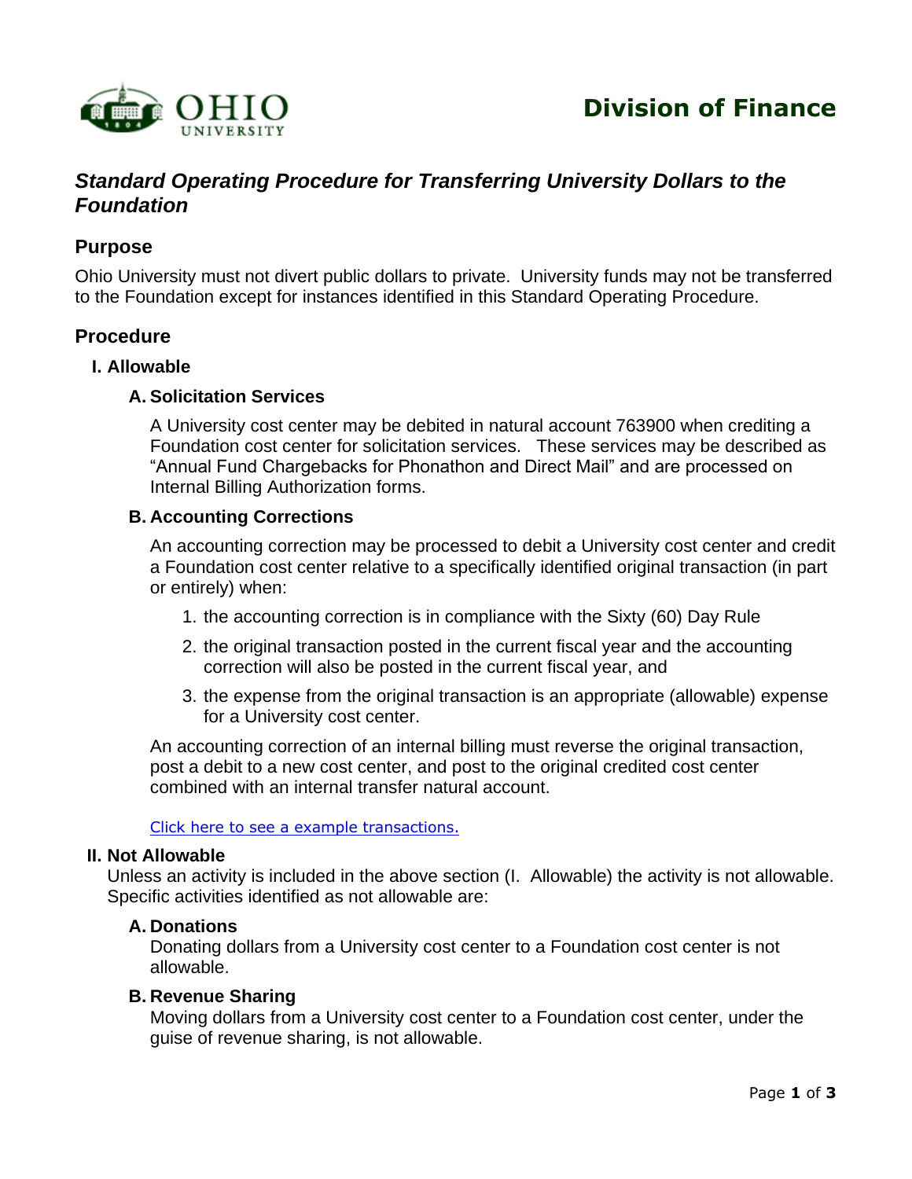Division of Finance

# *Standard Operating Procedure for Transferring University Dollars to the Foundation*

## Purpose

Ohio University must not divert public dollars to private. University funds may not be transferred to the Foundation except for instances identified in this Standard Operating Procedure.

## Procedure

### I. Allowable

#### A. Solicitation Services

A University cost center may be debited in natural account 763900 when crediting a Foundation cost center for solicitation services. These services may be described as "Annual Fund Chargebacks for Phonathon and Direct Mail" and are processed on Internal Billing Authorization forms.

#### B. Accounting Corrections

An accounting correction may be processed to debit a University cost center and credit a Foundation cost center relative to a specifically identified original transaction (in part or entirely) when:

1. the accounting correction is in compliance with the Sixty (60) Day Rule
2. the original transaction posted in the current fiscal year and the accounting correction will also be posted in the current fiscal year, and
3. the expense from the original transaction is an appropriate (allowable) expense for a University cost center.

An accounting correction of an internal billing must reverse the original transaction, post a debit to a new cost center, and post to the original credited cost center combined with an internal transfer natural account.

Click here to see a example transactions.

### II. Not Allowable

Unless an activity is included in the above section (I. Allowable) the activity is not allowable. Specific activities identified as not allowable are:

#### A. Donations

Donating dollars from a University cost center to a Foundation cost center is not allowable.

#### B. Revenue Sharing

Moving dollars from a University cost center to a Foundation cost center, under the guise of revenue sharing, is not allowable.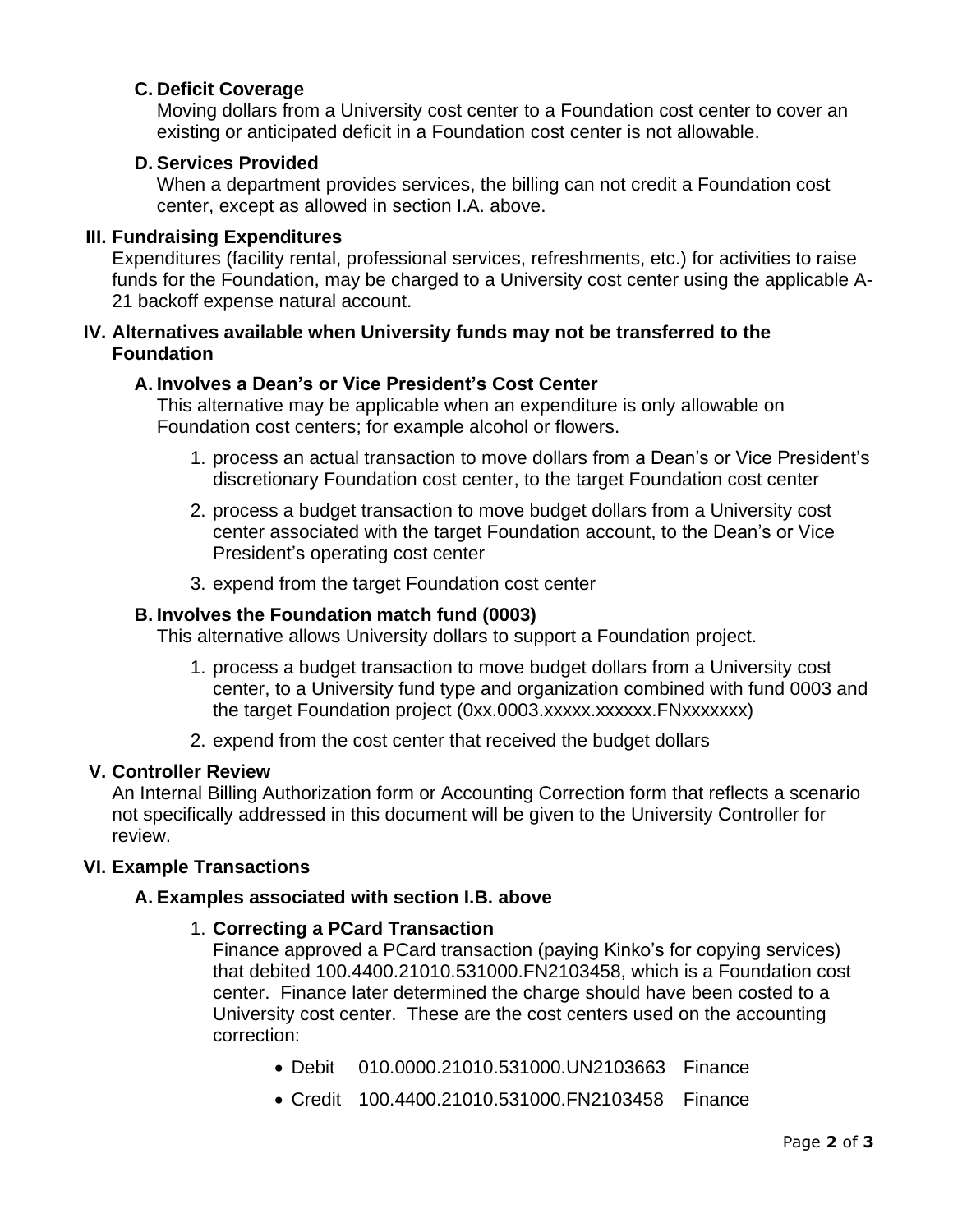### C. Deficit Coverage

Moving dollars from a University cost center to a Foundation cost center to cover an existing or anticipated deficit in a Foundation cost center is not allowable.

### D. Services Provided

When a department provides services, the billing can not credit a Foundation cost center, except as allowed in section I.A. above.

## III. Fundraising Expenditures

Expenditures (facility rental, professional services, refreshments, etc.) for activities to raise funds for the Foundation, may be charged to a University cost center using the applicable A-21 backoff expense natural account.

## IV. Alternatives available when University funds may not be transferred to the Foundation

### A. Involves a Dean's or Vice President's Cost Center

This alternative may be applicable when an expenditure is only allowable on Foundation cost centers; for example alcohol or flowers.

1. process an actual transaction to move dollars from a Dean's or Vice President's discretionary Foundation cost center, to the target Foundation cost center
2. process a budget transaction to move budget dollars from a University cost center associated with the target Foundation account, to the Dean's or Vice President's operating cost center
3. expend from the target Foundation cost center

### B. Involves the Foundation match fund (0003)

This alternative allows University dollars to support a Foundation project.

1. process a budget transaction to move budget dollars from a University cost center, to a University fund type and organization combined with fund 0003 and the target Foundation project (0xx.0003.xxxxx.xxxxxx.FNxxxxxxx)
2. expend from the cost center that received the budget dollars

## V. Controller Review

An Internal Billing Authorization form or Accounting Correction form that reflects a scenario not specifically addressed in this document will be given to the University Controller for review.

## VI. Example Transactions

### A. Examples associated with section I.B. above

1. **Correcting a PCard Transaction**

   Finance approved a PCard transaction (paying Kinko's for copying services) that debited 100.4400.21010.531000.FN2103458, which is a Foundation cost center. Finance later determined the charge should have been costed to a University cost center. These are the cost centers used on the accounting correction:

   - Debit 010.0000.21010.531000.UN2103663 Finance
   - Credit 100.4400.21010.531000.FN2103458 Finance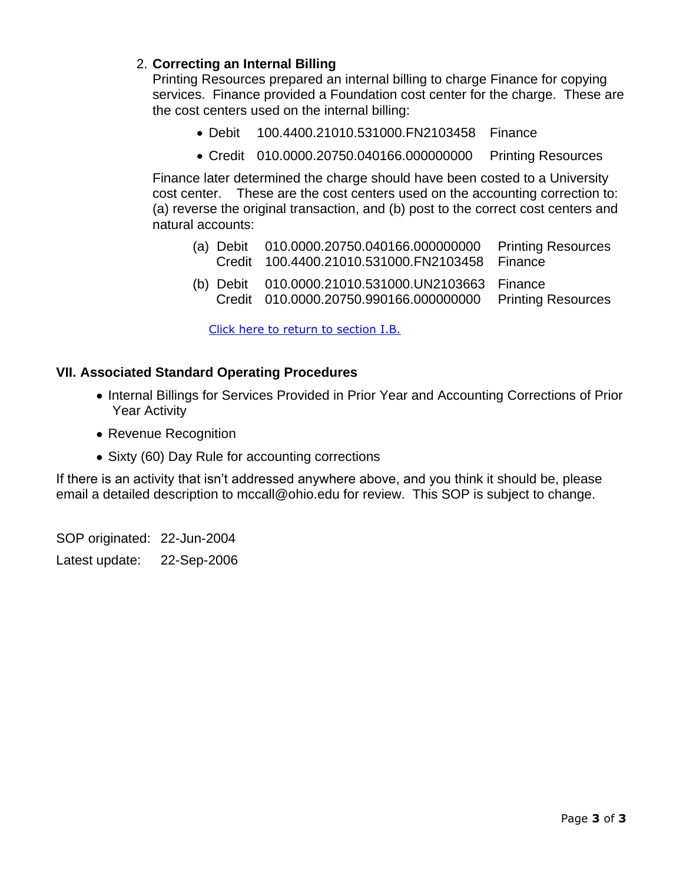2. **Correcting an Internal Billing**

   Printing Resources prepared an internal billing to charge Finance for copying services. Finance provided a Foundation cost center for the charge. These are the cost centers used on the internal billing:

   - Debit 100.4400.21010.531000.FN2103458 Finance
   - Credit 010.0000.20750.040166.000000000 Printing Resources

   Finance later determined the charge should have been costed to a University cost center. These are the cost centers used on the accounting correction to: (a) reverse the original transaction, and (b) post to the correct cost centers and natural accounts:

   | | | | |
   |---|---|---|---|
   | (a) | Debit | 010.0000.20750.040166.000000000 | Printing Resources |
   | | Credit | 100.4400.21010.531000.FN2103458 | Finance |
   | (b) | Debit | 010.0000.21010.531000.UN2103663 | Finance |
   | | Credit | 010.0000.20750.990166.000000000 | Printing Resources |

   Click here to return to section I.B.

## VII. Associated Standard Operating Procedures

- Internal Billings for Services Provided in Prior Year and Accounting Corrections of Prior Year Activity
- Revenue Recognition
- Sixty (60) Day Rule for accounting corrections

If there is an activity that isn't addressed anywhere above, and you think it should be, please email a detailed description to mccall@ohio.edu for review. This SOP is subject to change.

SOP originated: 22-Jun-2004

Latest update: 22-Sep-2006